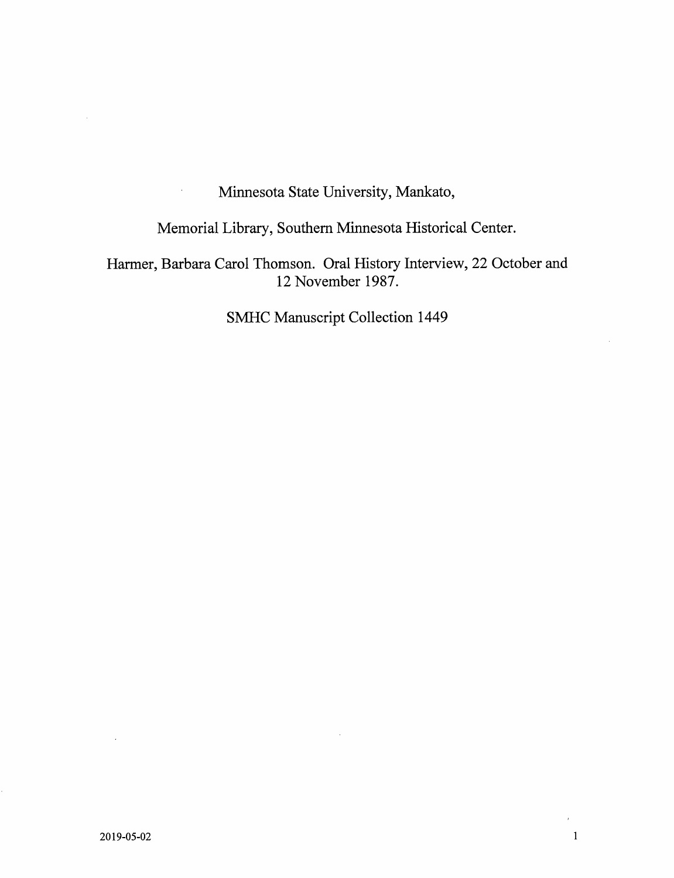Minnesota State University, Mankato,

Memorial Library, Southern Minnesota Historical Center.

Harmer, Barbara Carol Thomson. Oral History Interview, 22 October and 12 November 1987.

SMHC Manuscript Collection 1449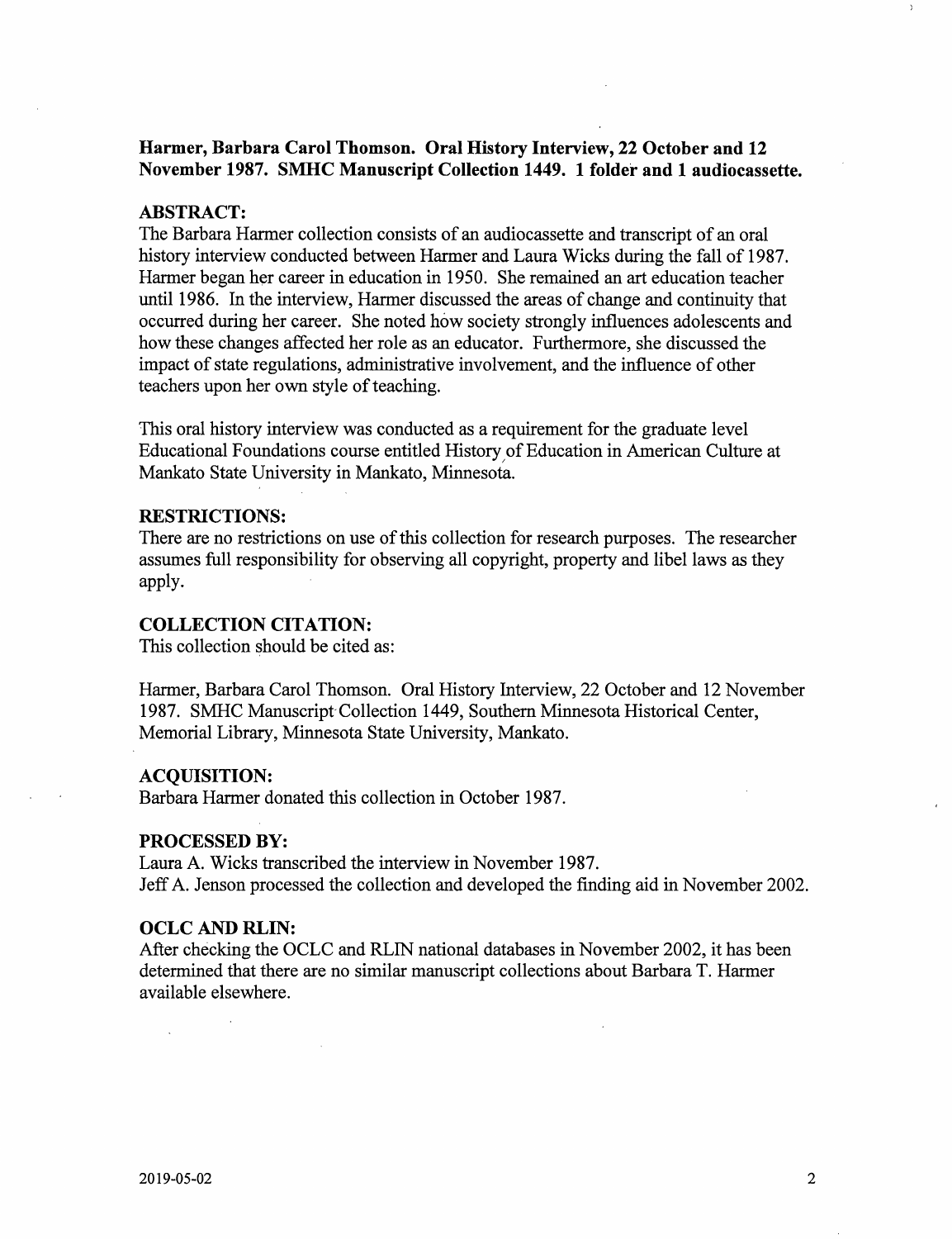**Harmer, Barbara Carol Thomson. Oral History Interview, 22 October and 12 November 1987. SMHC Manuscript Collection 1449. 1 folder and 1 audiocassette.**

## ABSTRACT:

The Barbara Harmer collection consists of an audiocassette and transcript of an oral history interview conducted between Harmer and Laura Wicks during the fall of 1987. Harmer began her career in education in 1950. She remained an art education teacher until 1986. In the interview, Harmer discussed the areas of change and continuity that occurred during her career. She noted how society strongly influences adolescents and how these changes affected her role as an educator. Furthermore, she discussed the impact of state regulations, administrative involvement, and the influence of other teachers upon her own style of teaching.

This oral history interview was conducted as a requirement for the graduate level Educational Foundations course entitled History of Education in American Culture at Mankato State University in Mankato, Minnesota.

## RESTRICTIONS:

There are no restrictions on use of this collection for research purposes. The researcher assumes full responsibility for observing all copyright, property and libel laws as they apply.

## COLLECTION CITATION:

This collection should be cited as:

Harmer, Barbara Carol Thomson. Oral History Interview, 22 October and 12 November 1987. SMHC Manuscript Collection 1449, Southern Minnesota Historical Center, Memorial Library, Minnesota State University, Mankato.

## ACQUISITION:

Barbara Harmer donated this collection in October 1987.

## PROCESSED BY:

Laura A. Wicks transcribed the interview in November 1987.
Jeff A. Jenson processed the collection and developed the finding aid in November 2002.

## OCLC AND RLIN:

After checking the OCLC and RLIN national databases in November 2002, it has been determined that there are no similar manuscript collections about Barbara T. Harmer available elsewhere.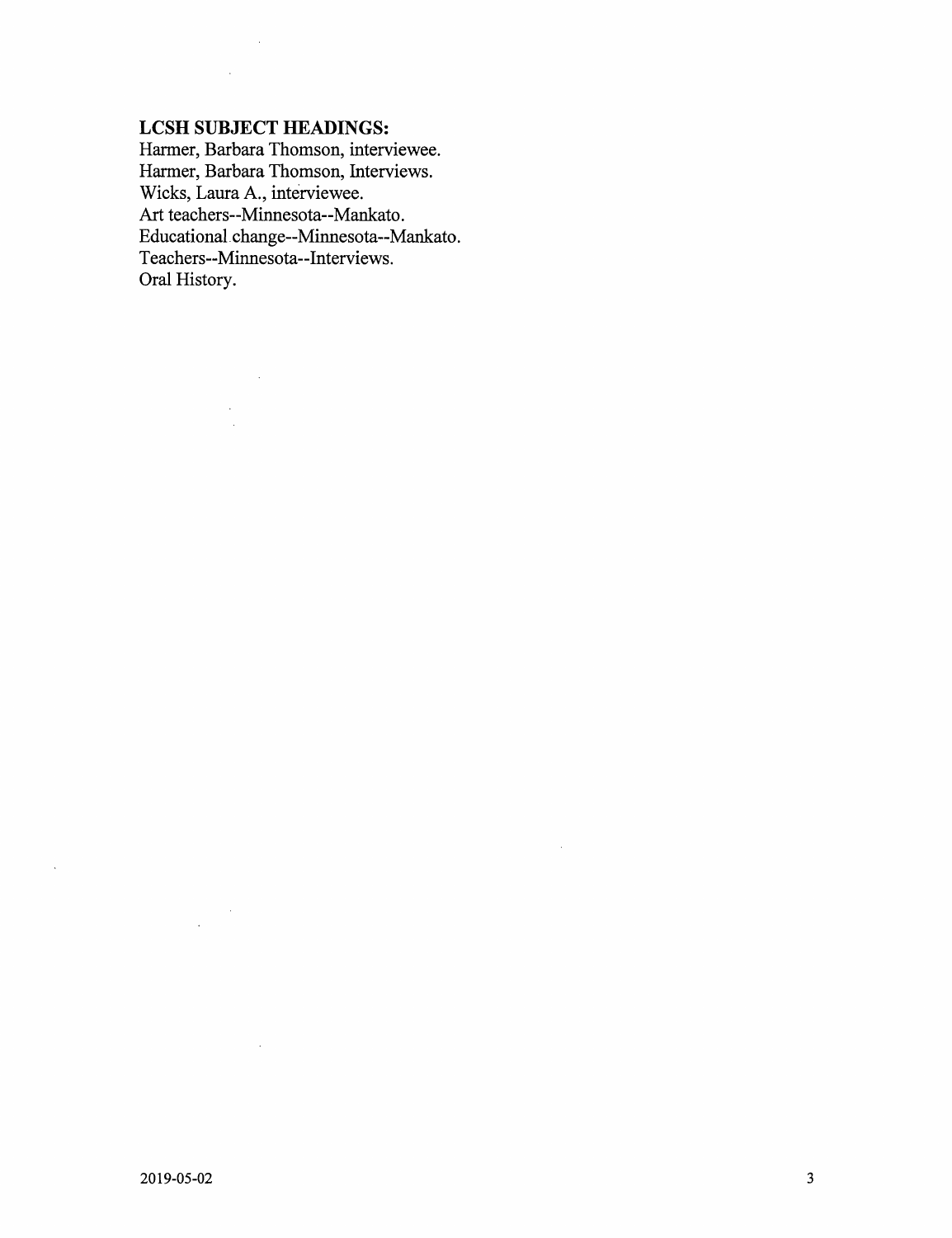**LCSH SUBJECT HEADINGS:**

Harmer, Barbara Thomson, interviewee.
Harmer, Barbara Thomson, Interviews.
Wicks, Laura A., interviewee.
Art teachers--Minnesota--Mankato.
Educational change--Minnesota--Mankato.
Teachers--Minnesota--Interviews.
Oral History.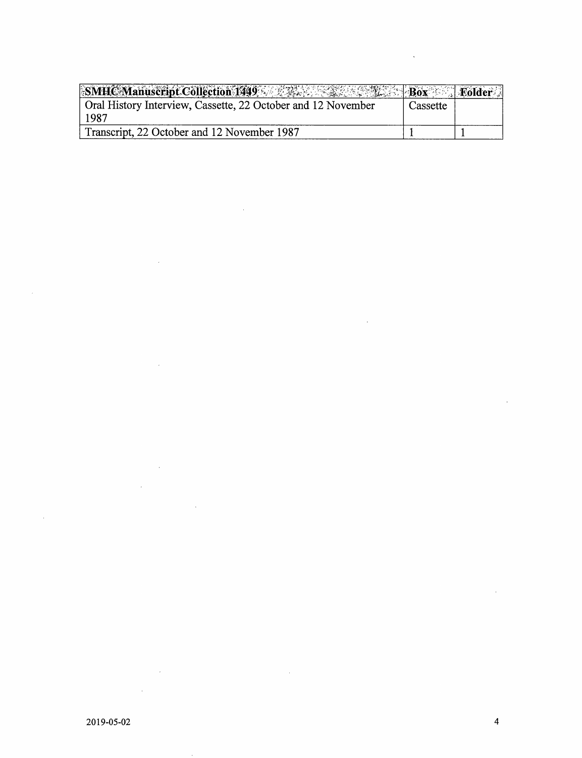| SMHC Manuscript Collection 1449 | Box | Folder |
|---|---|---|
| Oral History Interview, Cassette, 22 October and 12 November 1987 | Cassette | |
| Transcript, 22 October and 12 November 1987 | 1 | 1 |

2019-05-02